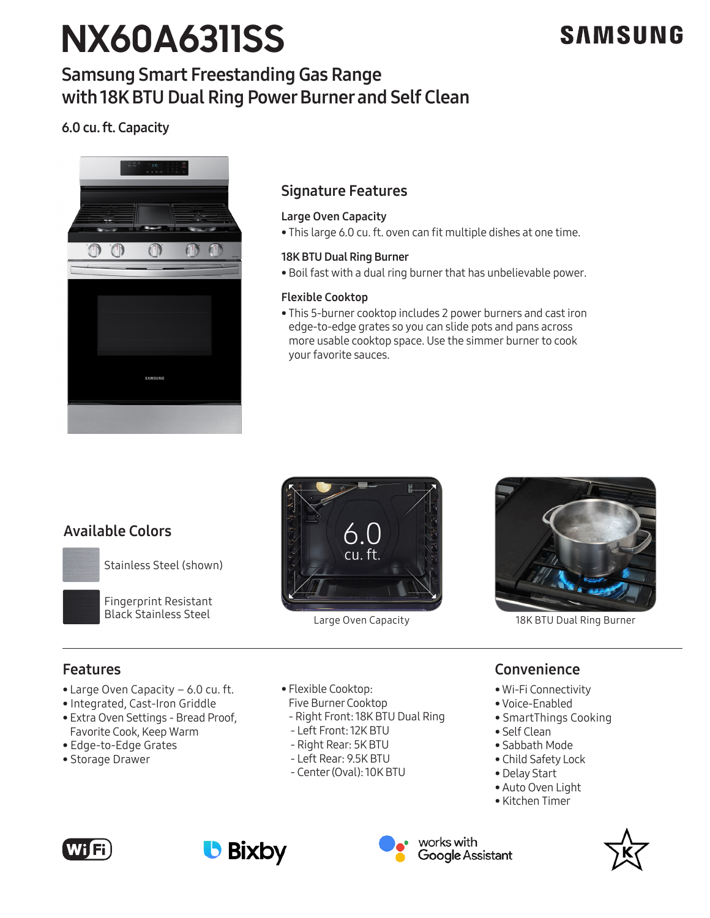# NX60A6311SS

SAMSUNG

## Samsung Smart Freestanding Gas Range with 18K BTU Dual Ring Power Burner and Self Clean

6.0 cu. ft. Capacity

## Signature Features

### Large Oven Capacity

- This large 6.0 cu. ft. oven can fit multiple dishes at one time.

### 18K BTU Dual Ring Burner

- Boil fast with a dual ring burner that has unbelievable power.

### Flexible Cooktop

- This 5-burner cooktop includes 2 power burners and cast iron edge-to-edge grates so you can slide pots and pans across more usable cooktop space. Use the simmer burner to cook your favorite sauces.

## Available Colors

- Stainless Steel (shown)
- Fingerprint Resistant Black Stainless Steel

6.0 cu. ft.

Large Oven Capacity

18K BTU Dual Ring Burner

## Features

- Large Oven Capacity – 6.0 cu. ft.
- Integrated, Cast-Iron Griddle
- Extra Oven Settings - Bread Proof, Favorite Cook, Keep Warm
- Edge-to-Edge Grates
- Storage Drawer
- Flexible Cooktop: Five Burner Cooktop
  - Right Front: 18K BTU Dual Ring
  - Left Front: 12K BTU
  - Right Rear: 5K BTU
  - Left Rear: 9.5K BTU
  - Center (Oval): 10K BTU

## Convenience

- Wi-Fi Connectivity
- Voice-Enabled
- SmartThings Cooking
- Self Clean
- Sabbath Mode
- Child Safety Lock
- Delay Start
- Auto Oven Light
- Kitchen Timer

WiFi | Bixby | works with Google Assistant | K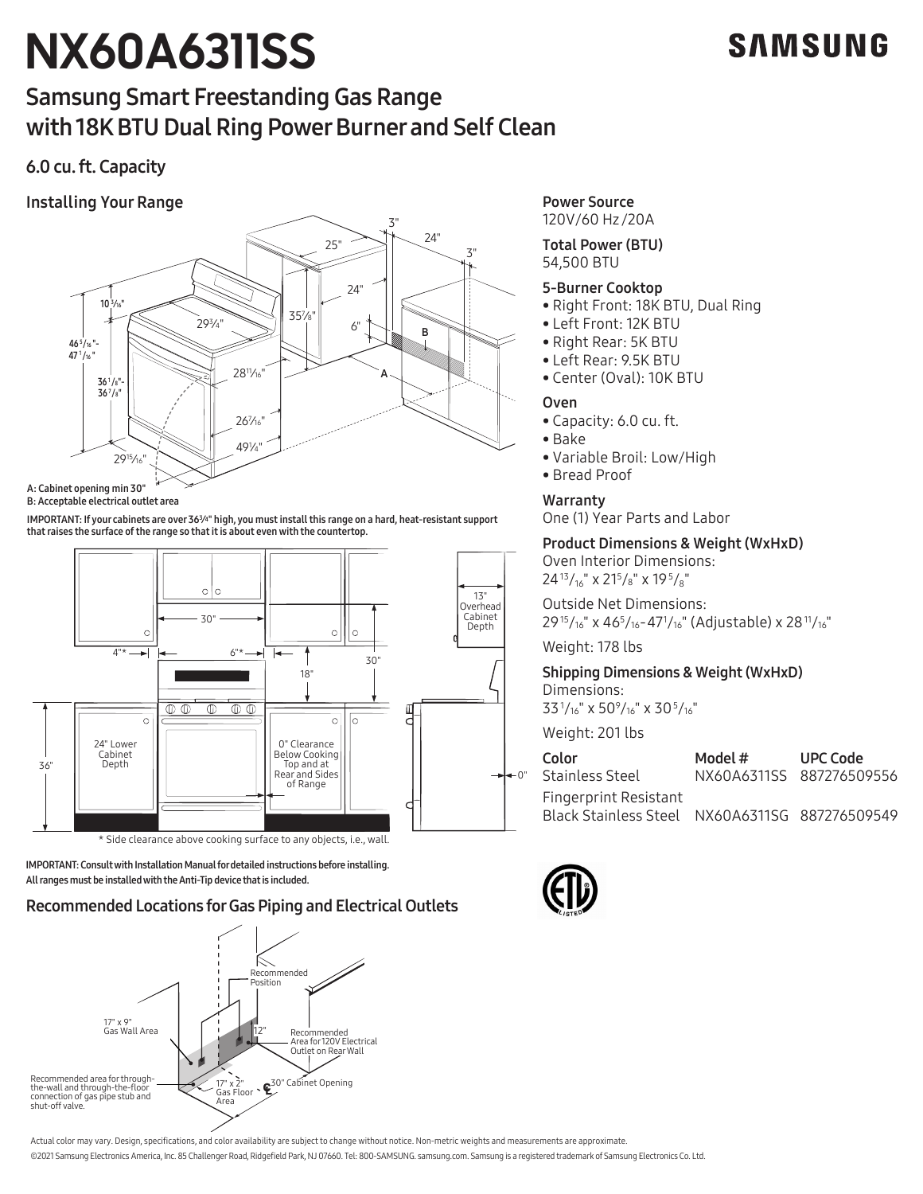# NX60A6311SS

**SAMSUNG**

## Samsung Smart Freestanding Gas Range with 18K BTU Dual Ring Power Burner and Self Clean

### 6.0 cu. ft. Capacity

### Installing Your Range

3"
24"
25"
3"
24"
10 3/16"
29¾"
35⅞"
6"
B
46 5/16"-47 1/16"
36 1/8"-36 7/8"
28 11/16"
A
26 7/16"
49¼"
29 15/16"

A: Cabinet opening min 30"
B: Acceptable electrical outlet area

IMPORTANT: If your cabinets are over 36¾" high, you must install this range on a hard, heat-resistant support that raises the surface of the range so that it is about even with the countertop.

30"
4"*
6"*
18"
30"
13" Overhead Cabinet Depth
36"
24" Lower Cabinet Depth
0" Clearance Below Cooking Top and at Rear and Sides of Range
0"

\* Side clearance above cooking surface to any objects, i.e., wall.

IMPORTANT: Consult with Installation Manual for detailed instructions before installing.
All ranges must be installed with the Anti-Tip device that is included.

### Recommended Locations for Gas Piping and Electrical Outlets

Recommended Position
17" x 9" Gas Wall Area
12"
Recommended Area for 120V Electrical Outlet on Rear Wall
Recommended area for through-the-wall and through-the-floor connection of gas pipe stub and shut-off valve.
17" x 2" Gas Floor Area
30" Cabinet Opening

### Power Source
120V/60 Hz /20A

### Total Power (BTU)
54,500 BTU

### 5-Burner Cooktop
- Right Front: 18K BTU, Dual Ring
- Left Front: 12K BTU
- Right Rear: 5K BTU
- Left Rear: 9.5K BTU
- Center (Oval): 10K BTU

### Oven
- Capacity: 6.0 cu. ft.
- Bake
- Variable Broil: Low/High
- Bread Proof

### Warranty
One (1) Year Parts and Labor

### Product Dimensions & Weight (WxHxD)
Oven Interior Dimensions:
24 13/16" x 21 5/8" x 19 5/8"

Outside Net Dimensions:
29 15/16" x 46 5/16-47 1/16" (Adjustable) x 28 11/16"

Weight: 178 lbs

### Shipping Dimensions & Weight (WxHxD)
Dimensions:
33 1/16" x 50 9/16" x 30 5/16"

Weight: 201 lbs

| Color | Model # | UPC Code |
| --- | --- | --- |
| Stainless Steel | NX60A6311SS | 887276509556 |
| Fingerprint Resistant Black Stainless Steel | NX60A6311SG | 887276509549 |

Actual color may vary. Design, specifications, and color availability are subject to change without notice. Non-metric weights and measurements are approximate.

©2021 Samsung Electronics America, Inc. 85 Challenger Road, Ridgefield Park, NJ 07660. Tel: 800-SAMSUNG. samsung.com. Samsung is a registered trademark of Samsung Electronics Co. Ltd.